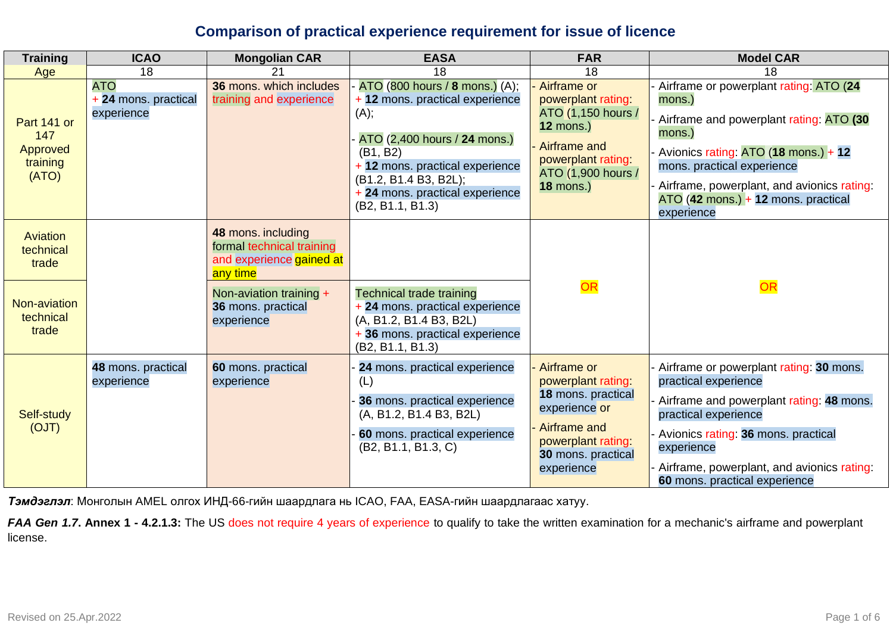# Comparison of practical experience requirement for issue of licence

| Training | ICAO | Mongolian CAR | EASA | FAR | Model CAR |
|---|---|---|---|---|---|
| Age | 18 | 21 | 18 | 18 | 18 |
| Part 141 or 147 Approved training (ATO) | ATO + **24** mons. practical experience | **36** mons. which includes training and experience | - ATO (800 hours / **8** mons.) (A); + **12** mons. practical experience (A); - ATO (2,400 hours / **24** mons.) (B1, B2) + **12** mons. practical experience (B1.2, B1.4 B3, B2L); + **24** mons. practical experience (B2, B1.1, B1.3) | - Airframe or powerplant rating: ATO (1,150 hours / **12** mons.) - Airframe and powerplant rating: ATO (1,900 hours / **18** mons.) | - Airframe or powerplant rating: ATO (**24** mons.) - Airframe and powerplant rating: ATO (**30** mons.) - Avionics rating: ATO (**18** mons.) + **12** mons. practical experience - Airframe, powerplant, and avionics rating: ATO (**42** mons.) + **12** mons. practical experience |
| Aviation technical trade | | **48** mons. including formal technical training and experience gained at any time | | OR | OR |
| Non-aviation technical trade | | Non-aviation training + **36** mons. practical experience | Technical trade training + **24** mons. practical experience (A, B1.2, B1.4 B3, B2L) + **36** mons. practical experience (B2, B1.1, B1.3) | | |
| Self-study (OJT) | **48** mons. practical experience | **60** mons. practical experience | - **24** mons. practical experience (L) - **36** mons. practical experience (A, B1.2, B1.4 B3, B2L) - **60** mons. practical experience (B2, B1.1, B1.3, C) | - Airframe or powerplant rating: **18** mons. practical experience or - Airframe and powerplant rating: **30** mons. practical experience | - Airframe or powerplant rating: **30** mons. practical experience - Airframe and powerplant rating: **48** mons. practical experience - Avionics rating: **36** mons. practical experience - Airframe, powerplant, and avionics rating: **60** mons. practical experience |

***Тэмдэглэл***: Монголын AMEL олгох ИНД-66-гийн шаардлага нь ICAO, FAA, EASA-гийн шаардлагаас хатуу.

***FAA Gen 1.7*. Annex 1 - 4.2.1.3:** The US does not require 4 years of experience to qualify to take the written examination for a mechanic's airframe and powerplant license.

Revised on 25.Apr.2022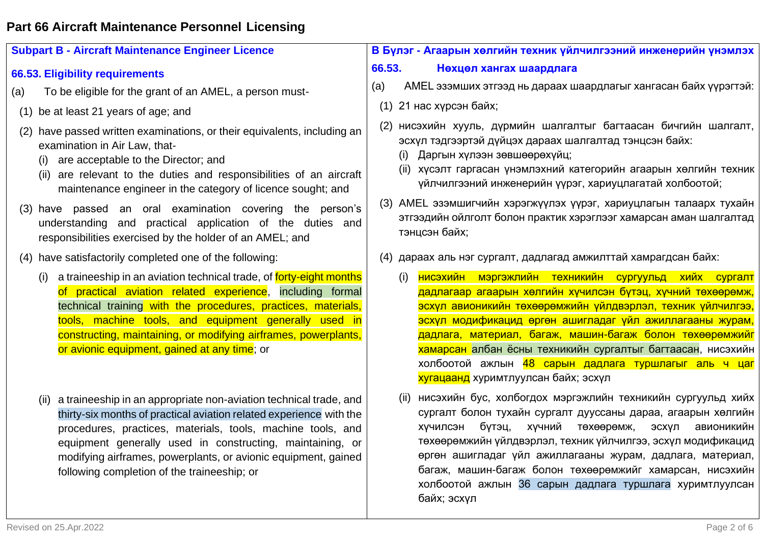# Part 66 Aircraft Maintenance Personnel Licensing

## Subpart B - Aircraft Maintenance Engineer Licence

### 66.53. Eligibility requirements

(a) To be eligible for the grant of an AMEL, a person must-

(1) be at least 21 years of age; and

(2) have passed written examinations, or their equivalents, including an examination in Air Law, that-
   (i) are acceptable to the Director; and
   (ii) are relevant to the duties and responsibilities of an aircraft maintenance engineer in the category of licence sought; and

(3) have passed an oral examination covering the person's understanding and practical application of the duties and responsibilities exercised by the holder of an AMEL; and

(4) have satisfactorily completed one of the following:

   (i) a traineeship in an aviation technical trade, of forty-eight months of practical aviation related experience, including formal technical training with the procedures, practices, materials, tools, machine tools, and equipment generally used in constructing, maintaining, or modifying airframes, powerplants, or avionic equipment, gained at any time; or

   (ii) a traineeship in an appropriate non-aviation technical trade, and thirty-six months of practical aviation related experience with the procedures, practices, materials, tools, machine tools, and equipment generally used in constructing, maintaining, or modifying airframes, powerplants, or avionic equipment, gained following completion of the traineeship; or

## B Бүлэг - Агаарын хөлгийн техник үйлчилгээний инженерийн үнэмлэх

### 66.53. Нөхцөл хангах шаардлага

(a) AMEL эзэмших этгээд нь дараах шаардлагыг хангасан байх үүрэгтэй:

(1) 21 нас хүрсэн байх;

(2) нисэхийн хууль, дүрмийн шалгалтыг багтаасан бичгийн шалгалт, эсхүл тэдгээртэй дүйцэх дараах шалгалтад тэнцсэн байх:
   (i) Даргын хүлээн зөвшөөрөхүйц;
   (ii) хүсэлт гаргасан үнэмлэхний категорийн агаарын хөлгийн техник үйлчилгээний инженерийн үүрэг, хариуцлагатай холбоотой;

(3) AMEL эзэмшигчийн хэрэгжүүлэх үүрэг, хариуцлагын талаарх тухайн этгээдийн ойлголт болон практик хэрэглээг хамарсан аман шалгалтад тэнцсэн байх;

(4) дараах аль нэг сургалт, дадлагад амжилттай хамрагдсан байх:

   (i) нисэхийн мэргэжлийн техникийн сургуульд хийх сургалт дадлагаар агаарын хөлгийн хүчилсэн бүтэц, хүчний төхөөрөмж, эсхүл авионикийн төхөөрөмжийн үйлдвэрлэл, техник үйлчилгээ, эсхүл модификацид өргөн ашигладаг үйл ажиллагааны журам, дадлага, материал, багаж, машин-багаж болон төхөөрөмжийг хамарсан албан ёсны техникийн сургалтыг багтаасан, нисэхийн холбоотой ажлын 48 сарын дадлага туршлагыг аль ч цаг хугацаанд хуримтлуулсан байх; эсхүл

   (ii) нисэхийн бус, холбогдох мэргэжлийн техникийн сургуульд хийх сургалт болон тухайн сургалт дуусланы дараа, агаарын хөлгийн хүчилсэн бүтэц, хүчний төхөөрөмж, эсхүл авионикийн төхөөрөмжийн үйлдвэрлэл, техник үйлчилгээ, эсхүл модификацид өргөн ашигладаг үйл ажиллагааны журам, дадлага, материал, багаж, машин-багаж болон төхөөрөмжийг хамарсан, нисэхийн холбоотой ажлын 36 сарын дадлага туршлага хуримтлуулсан байх; эсхүл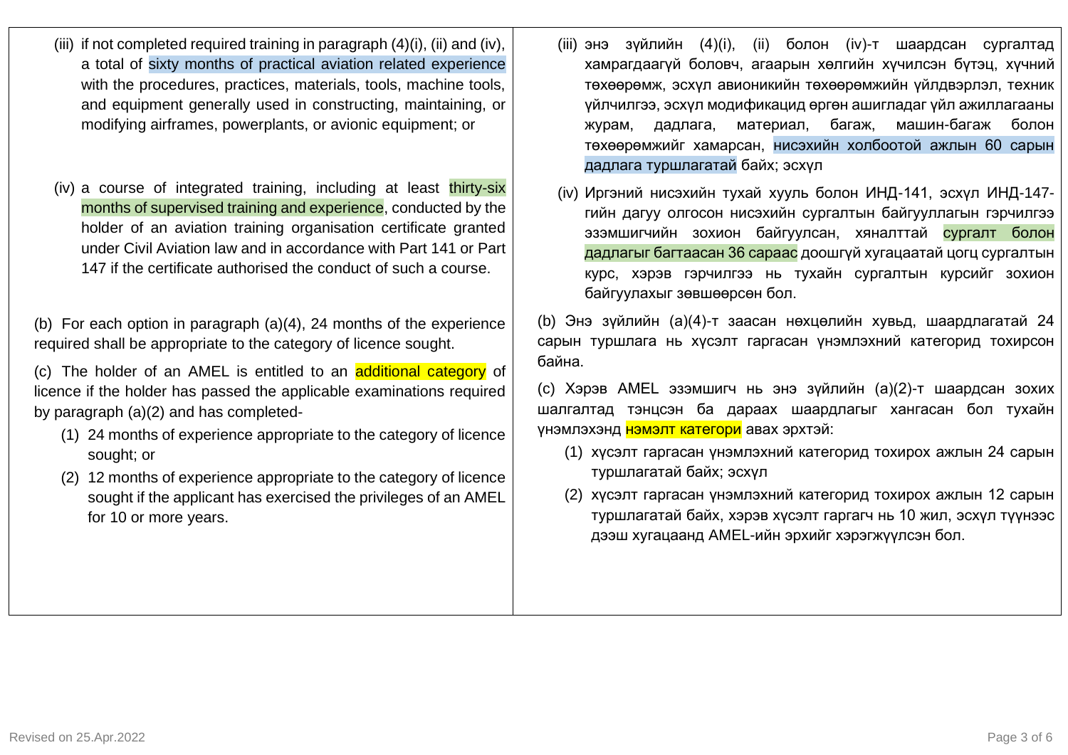(iii) if not completed required training in paragraph (4)(i), (ii) and (iv), a total of sixty months of practical aviation related experience with the procedures, practices, materials, tools, machine tools, and equipment generally used in constructing, maintaining, or modifying airframes, powerplants, or avionic equipment; or

(iv) a course of integrated training, including at least thirty-six months of supervised training and experience, conducted by the holder of an aviation training organisation certificate granted under Civil Aviation law and in accordance with Part 141 or Part 147 if the certificate authorised the conduct of such a course.

(b) For each option in paragraph (a)(4), 24 months of the experience required shall be appropriate to the category of licence sought.

(c) The holder of an AMEL is entitled to an additional category of licence if the holder has passed the applicable examinations required by paragraph (a)(2) and has completed-

(1) 24 months of experience appropriate to the category of licence sought; or

(2) 12 months of experience appropriate to the category of licence sought if the applicant has exercised the privileges of an AMEL for 10 or more years.

(iii) энэ зүйлийн (4)(i), (ii) болон (iv)-т шаардсан сургалтад хамрагдаагүй боловч, агаарын хөлгийн хүчилсэн бүтэц, хүчний төхөөрөмж, эсхүл авионикийн төхөөрөмжийн үйлдвэрлэл, техник үйлчилгээ, эсхүл модификацид өргөн ашигладаг үйл ажиллагааны журам, дадлага, материал, багаж, машин-багаж болон төхөөрөмжийг хамарсан, нисэхийн холбоотой ажлын 60 сарын дадлага туршлагатай байх; эсхүл

(iv) Иргэний нисэхийн тухай хууль болон ИНД-141, эсхүл ИНД-147-гийн дагуу олгосон нисэхийн сургалтын байгууллагын гэрчилгээ эзэмшигчийн зохион байгуулсан, хяналттай сургалт болон дадлагыг багтаасан 36 сараас доошгүй хугацаатай цогц сургалтын курс, хэрэв гэрчилгээ нь тухайн сургалтын курсийг зохион байгуулахыг зөвшөөрсөн бол.

(b) Энэ зүйлийн (a)(4)-т заасан нөхцөлийн хувьд, шаардлагатай 24 сарын туршлага нь хүсэлт гаргасан үнэмлэхний категорид тохирсон байна.

(c) Хэрэв AMEL эзэмшигч нь энэ зүйлийн (a)(2)-т шаардсан зохих шалгалтад тэнцсэн ба дараах шаардлагыг хангасан бол тухайн үнэмлэхэнд нэмэлт категори авах эрхтэй:

(1) хүсэлт гаргасан үнэмлэхний категорид тохирох ажлын 24 сарын туршлагатай байх; эсхүл

(2) хүсэлт гаргасан үнэмлэхний категорид тохирох ажлын 12 сарын туршлагатай байх, хэрэв хүсэлт гаргагч нь 10 жил, эсхүл түүнээс дээш хугацаанд AMEL-ийн эрхийг хэрэгжүүлсэн бол.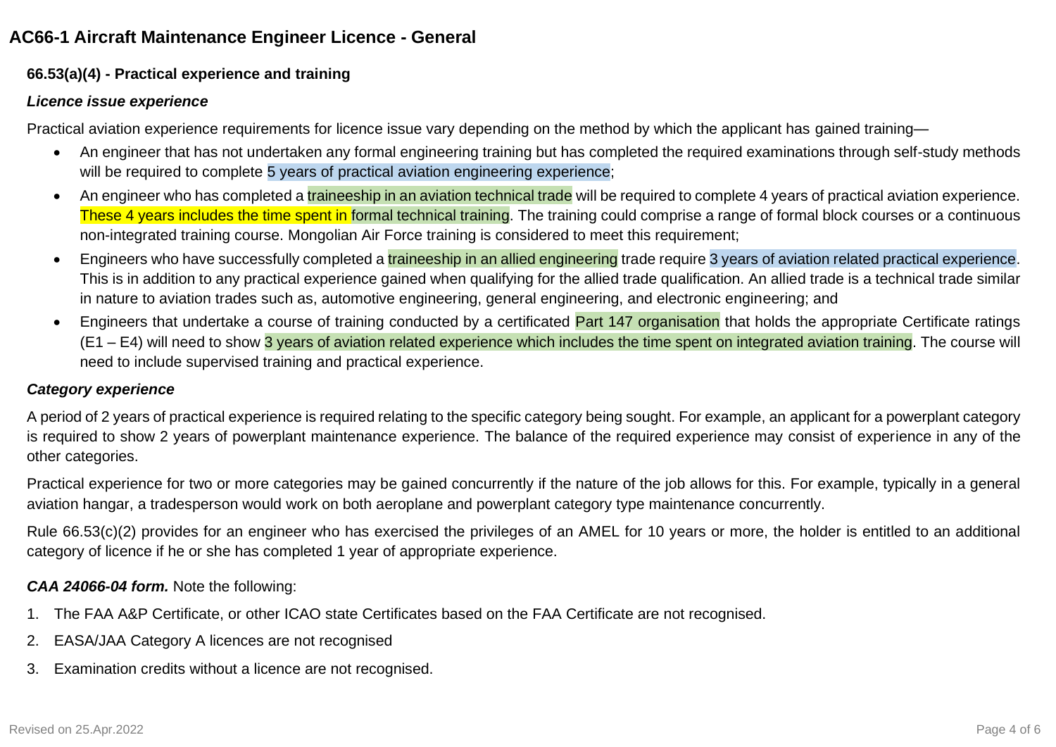## AC66-1 Aircraft Maintenance Engineer Licence - General

### 66.53(a)(4) - Practical experience and training

***Licence issue experience***

Practical aviation experience requirements for licence issue vary depending on the method by which the applicant has gained training—

- An engineer that has not undertaken any formal engineering training but has completed the required examinations through self-study methods will be required to complete 5 years of practical aviation engineering experience;
- An engineer who has completed a traineeship in an aviation technical trade will be required to complete 4 years of practical aviation experience. These 4 years includes the time spent in formal technical training. The training could comprise a range of formal block courses or a continuous non-integrated training course. Mongolian Air Force training is considered to meet this requirement;
- Engineers who have successfully completed a traineeship in an allied engineering trade require 3 years of aviation related practical experience. This is in addition to any practical experience gained when qualifying for the allied trade qualification. An allied trade is a technical trade similar in nature to aviation trades such as, automotive engineering, general engineering, and electronic engineering; and
- Engineers that undertake a course of training conducted by a certificated Part 147 organisation that holds the appropriate Certificate ratings (E1 – E4) will need to show 3 years of aviation related experience which includes the time spent on integrated aviation training. The course will need to include supervised training and practical experience.

***Category experience***

A period of 2 years of practical experience is required relating to the specific category being sought. For example, an applicant for a powerplant category is required to show 2 years of powerplant maintenance experience. The balance of the required experience may consist of experience in any of the other categories.

Practical experience for two or more categories may be gained concurrently if the nature of the job allows for this. For example, typically in a general aviation hangar, a tradesperson would work on both aeroplane and powerplant category type maintenance concurrently.

Rule 66.53(c)(2) provides for an engineer who has exercised the privileges of an AMEL for 10 years or more, the holder is entitled to an additional category of licence if he or she has completed 1 year of appropriate experience.

***CAA 24066-04 form.*** Note the following:

1. The FAA A&P Certificate, or other ICAO state Certificates based on the FAA Certificate are not recognised.
2. EASA/JAA Category A licences are not recognised
3. Examination credits without a licence are not recognised.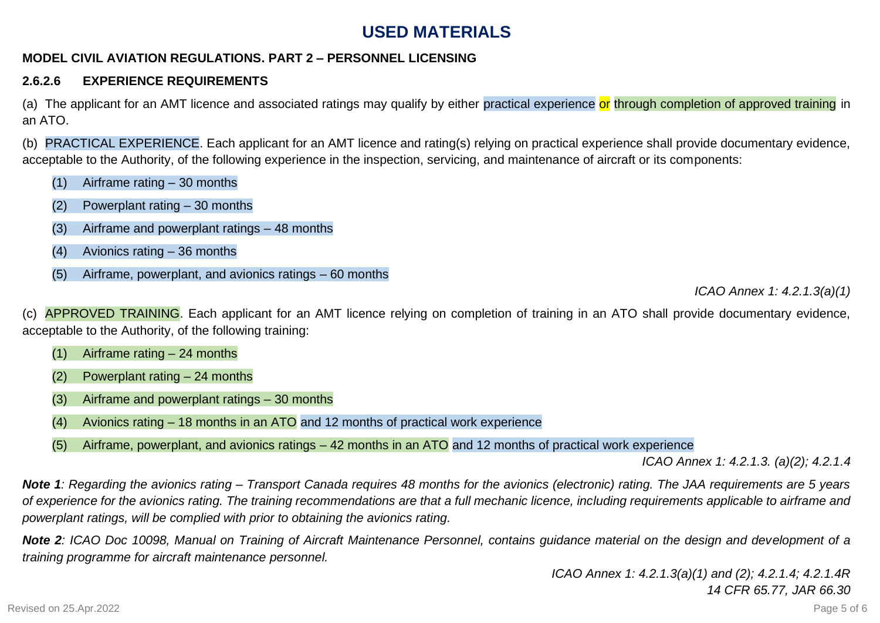# USED MATERIALS

**MODEL CIVIL AVIATION REGULATIONS. PART 2 – PERSONNEL LICENSING**

### 2.6.2.6 EXPERIENCE REQUIREMENTS

(a) The applicant for an AMT licence and associated ratings may qualify by either practical experience or through completion of approved training in an ATO.

(b) PRACTICAL EXPERIENCE. Each applicant for an AMT licence and rating(s) relying on practical experience shall provide documentary evidence, acceptable to the Authority, of the following experience in the inspection, servicing, and maintenance of aircraft or its components:

- (1) Airframe rating – 30 months
- (2) Powerplant rating – 30 months
- (3) Airframe and powerplant ratings – 48 months
- (4) Avionics rating – 36 months
- (5) Airframe, powerplant, and avionics ratings – 60 months

*ICAO Annex 1: 4.2.1.3(a)(1)*

(c) APPROVED TRAINING. Each applicant for an AMT licence relying on completion of training in an ATO shall provide documentary evidence, acceptable to the Authority, of the following training:

- (1) Airframe rating – 24 months
- (2) Powerplant rating – 24 months
- (3) Airframe and powerplant ratings – 30 months
- (4) Avionics rating – 18 months in an ATO and 12 months of practical work experience
- (5) Airframe, powerplant, and avionics ratings – 42 months in an ATO and 12 months of practical work experience

*ICAO Annex 1: 4.2.1.3. (a)(2); 4.2.1.4*

***Note 1**: Regarding the avionics rating – Transport Canada requires 48 months for the avionics (electronic) rating. The JAA requirements are 5 years of experience for the avionics rating. The training recommendations are that a full mechanic licence, including requirements applicable to airframe and powerplant ratings, will be complied with prior to obtaining the avionics rating.*

***Note 2**: ICAO Doc 10098, Manual on Training of Aircraft Maintenance Personnel, contains guidance material on the design and development of a training programme for aircraft maintenance personnel.*

*ICAO Annex 1: 4.2.1.3(a)(1) and (2); 4.2.1.4; 4.2.1.4R*
*14 CFR 65.77, JAR 66.30*

Revised on 25.Apr.2022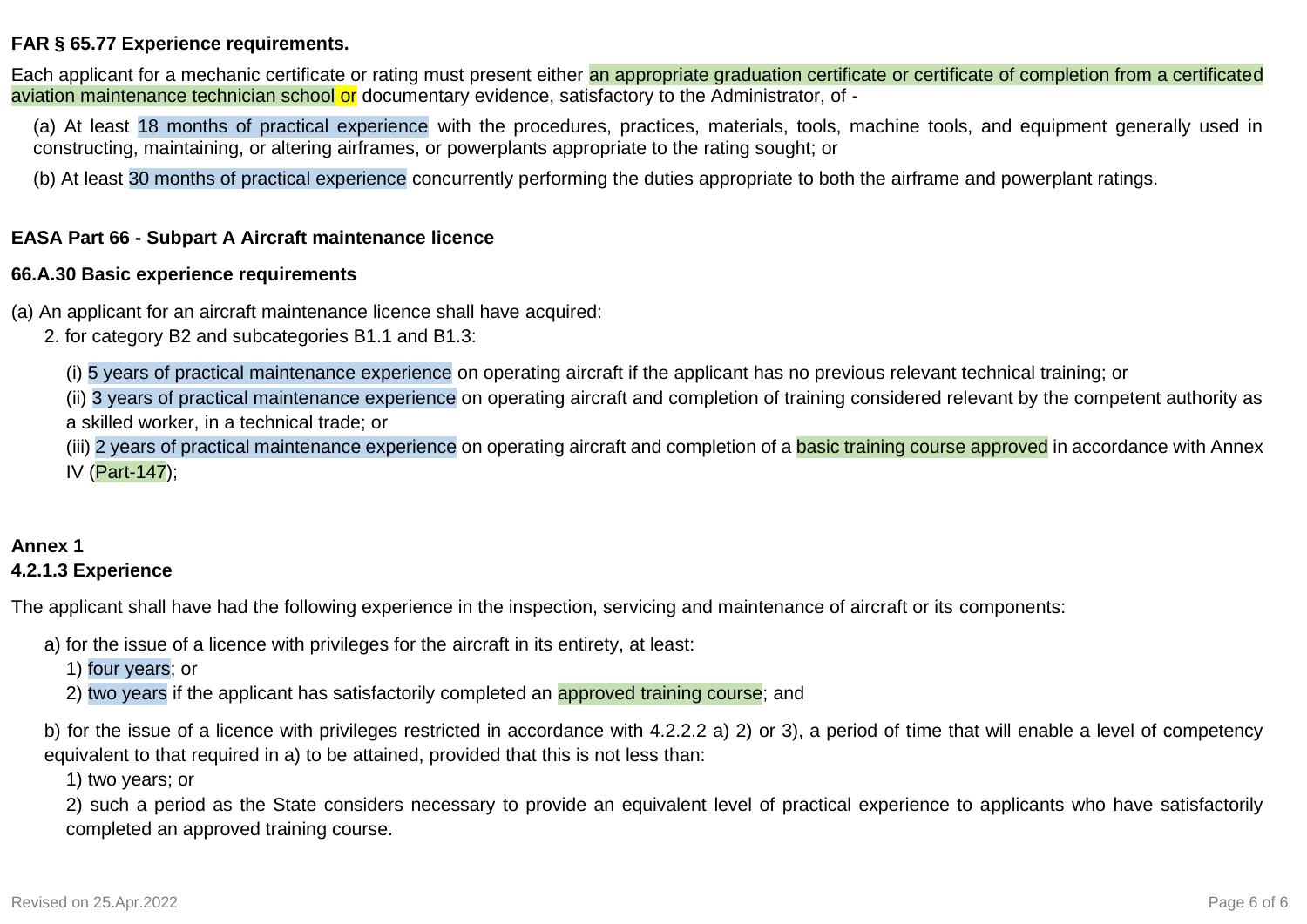**FAR § 65.77 Experience requirements.**

Each applicant for a mechanic certificate or rating must present either an appropriate graduation certificate or certificate of completion from a certificated aviation maintenance technician school or documentary evidence, satisfactory to the Administrator, of -

(a) At least 18 months of practical experience with the procedures, practices, materials, tools, machine tools, and equipment generally used in constructing, maintaining, or altering airframes, or powerplants appropriate to the rating sought; or

(b) At least 30 months of practical experience concurrently performing the duties appropriate to both the airframe and powerplant ratings.

**EASA Part 66 - Subpart A Aircraft maintenance licence**

**66.A.30 Basic experience requirements**

(a) An applicant for an aircraft maintenance licence shall have acquired:

2. for category B2 and subcategories B1.1 and B1.3:

(i) 5 years of practical maintenance experience on operating aircraft if the applicant has no previous relevant technical training; or

(ii) 3 years of practical maintenance experience on operating aircraft and completion of training considered relevant by the competent authority as a skilled worker, in a technical trade; or

(iii) 2 years of practical maintenance experience on operating aircraft and completion of a basic training course approved in accordance with Annex IV (Part-147);

**Annex 1**
**4.2.1.3 Experience**

The applicant shall have had the following experience in the inspection, servicing and maintenance of aircraft or its components:

a) for the issue of a licence with privileges for the aircraft in its entirety, at least:

1) four years; or

2) two years if the applicant has satisfactorily completed an approved training course; and

b) for the issue of a licence with privileges restricted in accordance with 4.2.2.2 a) 2) or 3), a period of time that will enable a level of competency equivalent to that required in a) to be attained, provided that this is not less than:

1) two years; or

2) such a period as the State considers necessary to provide an equivalent level of practical experience to applicants who have satisfactorily completed an approved training course.